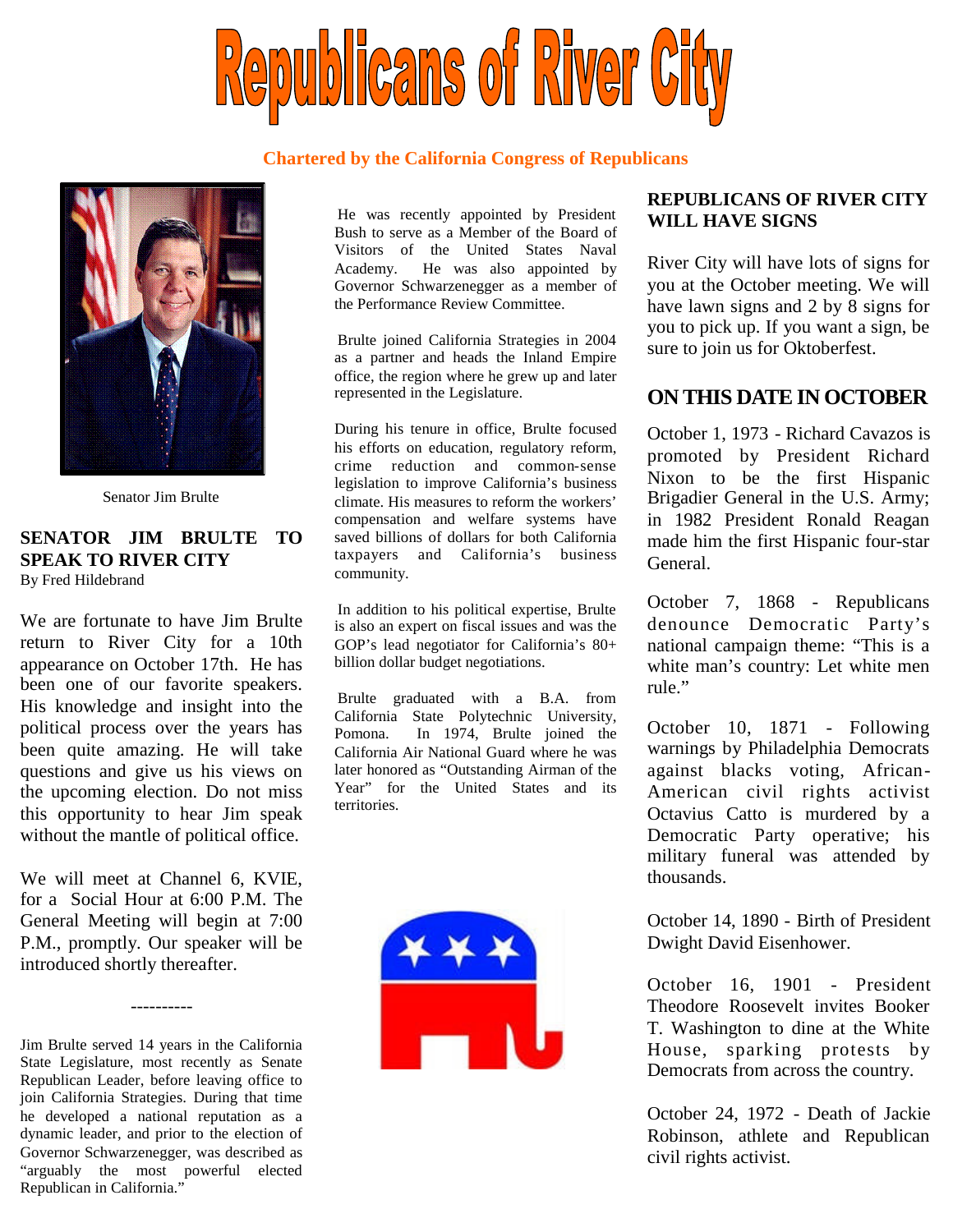# Republicans of River City

**Chartered by the California Congress of Republicans**

Senator Jim Brulte

## SENATOR JIM BRULTE TO SPEAK TO RIVER CITY

By Fred Hildebrand

We are fortunate to have Jim Brulte return to River City for a 10th appearance on October 17th. He has been one of our favorite speakers. His knowledge and insight into the political process over the years has been quite amazing. He will take questions and give us his views on the upcoming election. Do not miss this opportunity to hear Jim speak without the mantle of political office.

We will meet at Channel 6, KVIE, for a Social Hour at 6:00 P.M. The General Meeting will begin at 7:00 P.M., promptly. Our speaker will be introduced shortly thereafter.

----------

Jim Brulte served 14 years in the California State Legislature, most recently as Senate Republican Leader, before leaving office to join California Strategies. During that time he developed a national reputation as a dynamic leader, and prior to the election of Governor Schwarzenegger, was described as "arguably the most powerful elected Republican in California."

He was recently appointed by President Bush to serve as a Member of the Board of Visitors of the United States Naval Academy. He was also appointed by Governor Schwarzenegger as a member of the Performance Review Committee.

Brulte joined California Strategies in 2004 as a partner and heads the Inland Empire office, the region where he grew up and later represented in the Legislature.

During his tenure in office, Brulte focused his efforts on education, regulatory reform, crime reduction and common-sense legislation to improve California's business climate. His measures to reform the workers' compensation and welfare systems have saved billions of dollars for both California taxpayers and California's business community.

In addition to his political expertise, Brulte is also an expert on fiscal issues and was the GOP's lead negotiator for California's 80+ billion dollar budget negotiations.

Brulte graduated with a B.A. from California State Polytechnic University, Pomona. In 1974, Brulte joined the California Air National Guard where he was later honored as "Outstanding Airman of the Year" for the United States and its territories.

## REPUBLICANS OF RIVER CITY WILL HAVE SIGNS

River City will have lots of signs for you at the October meeting. We will have lawn signs and 2 by 8 signs for you to pick up. If you want a sign, be sure to join us for Oktoberfest.

## ON THIS DATE IN OCTOBER

October 1, 1973 - Richard Cavazos is promoted by President Richard Nixon to be the first Hispanic Brigadier General in the U.S. Army; in 1982 President Ronald Reagan made him the first Hispanic four-star General.

October 7, 1868 - Republicans denounce Democratic Party's national campaign theme: "This is a white man's country: Let white men rule."

October 10, 1871 - Following warnings by Philadelphia Democrats against blacks voting, African-American civil rights activist Octavius Catto is murdered by a Democratic Party operative; his military funeral was attended by thousands.

October 14, 1890 - Birth of President Dwight David Eisenhower.

October 16, 1901 - President Theodore Roosevelt invites Booker T. Washington to dine at the White House, sparking protests by Democrats from across the country.

October 24, 1972 - Death of Jackie Robinson, athlete and Republican civil rights activist.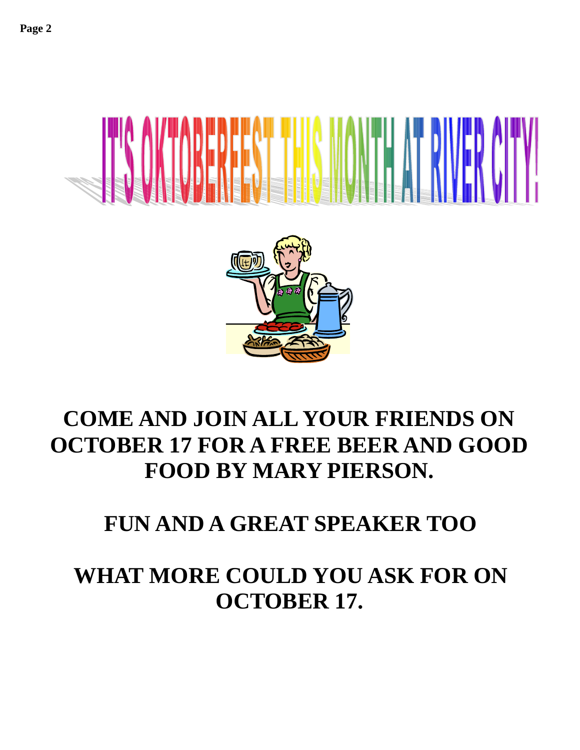# IT'S OKTOBERFEST THIS MONTH AT RIVER CITY!

**COME AND JOIN ALL YOUR FRIENDS ON OCTOBER 17 FOR A FREE BEER AND GOOD FOOD BY MARY PIERSON.**

**FUN AND A GREAT SPEAKER TOO**

**WHAT MORE COULD YOU ASK FOR ON OCTOBER 17.**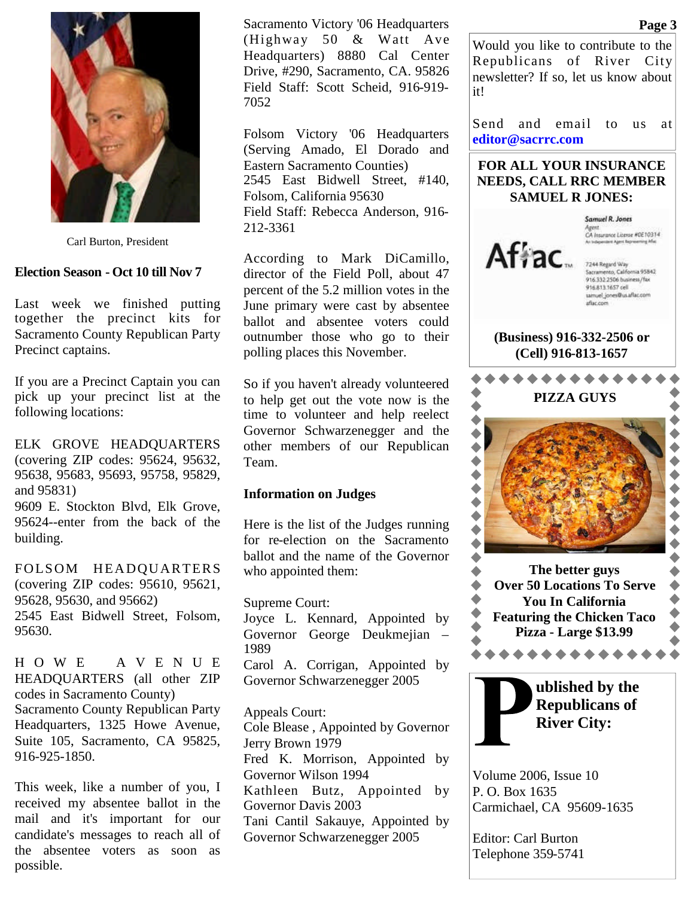Carl Burton, President

**Election Season - Oct 10 till Nov 7**

Last week we finished putting together the precinct kits for Sacramento County Republican Party Precinct captains.

If you are a Precinct Captain you can pick up your precinct list at the following locations:

ELK GROVE HEADQUARTERS (covering ZIP codes: 95624, 95632, 95638, 95683, 95693, 95758, 95829, and 95831)
9609 E. Stockton Blvd, Elk Grove, 95624--enter from the back of the building.

FOLSOM HEADQUARTERS (covering ZIP codes: 95610, 95621, 95628, 95630, and 95662)
2545 East Bidwell Street, Folsom, 95630.

HOWE AVENUE HEADQUARTERS (all other ZIP codes in Sacramento County)
Sacramento County Republican Party Headquarters, 1325 Howe Avenue, Suite 105, Sacramento, CA 95825, 916-925-1850.

This week, like a number of you, I received my absentee ballot in the mail and it's important for our candidate's messages to reach all of the absentee voters as soon as possible.

Sacramento Victory '06 Headquarters (Highway 50 & Watt Ave Headquarters) 8880 Cal Center Drive, #290, Sacramento, CA. 95826
Field Staff: Scott Scheid, 916-919-7052

Folsom Victory '06 Headquarters (Serving Amado, El Dorado and Eastern Sacramento Counties)
2545 East Bidwell Street, #140, Folsom, California 95630
Field Staff: Rebecca Anderson, 916-212-3361

According to Mark DiCamillo, director of the Field Poll, about 47 percent of the 5.2 million votes in the June primary were cast by absentee ballot and absentee voters could outnumber those who go to their polling places this November.

So if you haven't already volunteered to help get out the vote now is the time to volunteer and help reelect Governor Schwarzenegger and the other members of our Republican Team.

**Information on Judges**

Here is the list of the Judges running for re-election on the Sacramento ballot and the name of the Governor who appointed them:

Supreme Court:
Joyce L. Kennard, Appointed by Governor George Deukmejian – 1989
Carol A. Corrigan, Appointed by Governor Schwarzenegger 2005

Appeals Court:
Cole Blease , Appointed by Governor Jerry Brown 1979
Fred K. Morrison, Appointed by Governor Wilson 1994
Kathleen Butz, Appointed by Governor Davis 2003
Tani Cantil Sakauye, Appointed by Governor Schwarzenegger 2005

---

Would you like to contribute to the Republicans of River City newsletter? If so, let us know about it!

Send and email to us at **editor@sacrrc.com**

---

**FOR ALL YOUR INSURANCE NEEDS, CALL RRC MEMBER SAMUEL R JONES:**

Aflac

Samuel R. Jones
Agent
CA Insurance License #0E10314
An Independent Agent Representing Aflac

7244 Regard Way
Sacramento, California 95842
916.332.2506 business/fax
916.813.1657 cell
samuel_jones@us.aflac.com
aflac.com

**(Business) 916-332-2506 or (Cell) 916-813-1657**

---

**PIZZA GUYS**

**The better guys**
**Over 50 Locations To Serve You In California**
**Featuring the Chicken Taco Pizza - Large $13.99**

---

**Published by the Republicans of River City:**

Volume 2006, Issue 10
P. O. Box 1635
Carmichael, CA 95609-1635

Editor: Carl Burton
Telephone 359-5741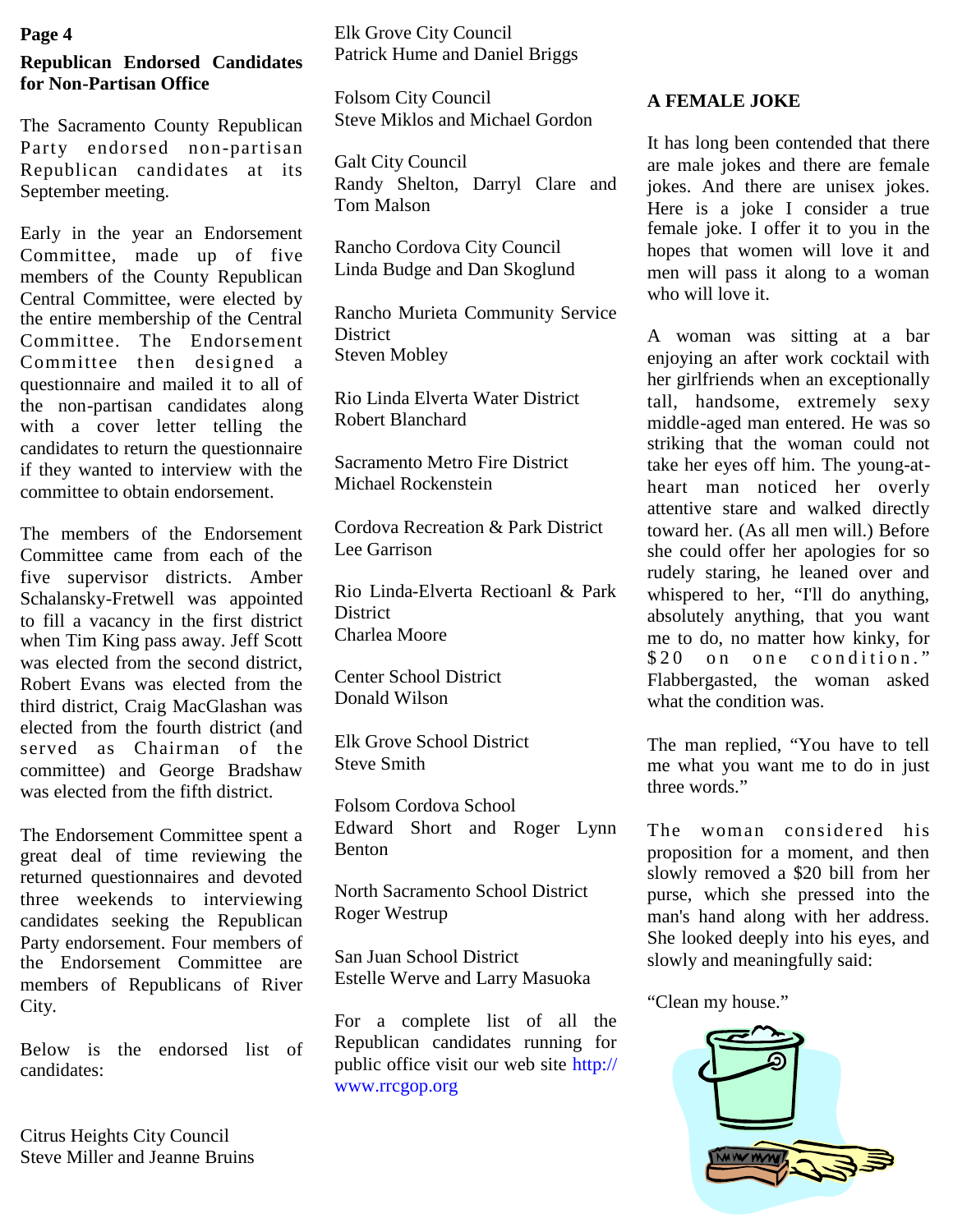## Republican Endorsed Candidates for Non-Partisan Office

The Sacramento County Republican Party endorsed non-partisan Republican candidates at its September meeting.

Early in the year an Endorsement Committee, made up of five members of the County Republican Central Committee, were elected by the entire membership of the Central Committee. The Endorsement Committee then designed a questionnaire and mailed it to all of the non-partisan candidates along with a cover letter telling the candidates to return the questionnaire if they wanted to interview with the committee to obtain endorsement.

The members of the Endorsement Committee came from each of the five supervisor districts. Amber Schalansky-Fretwell was appointed to fill a vacancy in the first district when Tim King pass away. Jeff Scott was elected from the second district, Robert Evans was elected from the third district, Craig MacGlashan was elected from the fourth district (and served as Chairman of the committee) and George Bradshaw was elected from the fifth district.

The Endorsement Committee spent a great deal of time reviewing the returned questionnaires and devoted three weekends to interviewing candidates seeking the Republican Party endorsement. Four members of the Endorsement Committee are members of Republicans of River City.

Below is the endorsed list of candidates:

Citrus Heights City Council
Steve Miller and Jeanne Bruins

Elk Grove City Council
Patrick Hume and Daniel Briggs

Folsom City Council
Steve Miklos and Michael Gordon

Galt City Council
Randy Shelton, Darryl Clare and Tom Malson

Rancho Cordova City Council
Linda Budge and Dan Skoglund

Rancho Murieta Community Service District
Steven Mobley

Rio Linda Elverta Water District
Robert Blanchard

Sacramento Metro Fire District
Michael Rockenstein

Cordova Recreation & Park District
Lee Garrison

Rio Linda-Elverta Rectioanl & Park District
Charlea Moore

Center School District
Donald Wilson

Elk Grove School District
Steve Smith

Folsom Cordova School
Edward Short and Roger Lynn Benton

North Sacramento School District
Roger Westrup

San Juan School District
Estelle Werve and Larry Masuoka

For a complete list of all the Republican candidates running for public office visit our web site http://www.rrcgop.org

## A FEMALE JOKE

It has long been contended that there are male jokes and there are female jokes. And there are unisex jokes. Here is a joke I consider a true female joke. I offer it to you in the hopes that women will love it and men will pass it along to a woman who will love it.

A woman was sitting at a bar enjoying an after work cocktail with her girlfriends when an exceptionally tall, handsome, extremely sexy middle-aged man entered. He was so striking that the woman could not take her eyes off him. The young-at-heart man noticed her overly attentive stare and walked directly toward her. (As all men will.) Before she could offer her apologies for so rudely staring, he leaned over and whispered to her, "I'll do anything, absolutely anything, that you want me to do, no matter how kinky, for $20 on one condition." Flabbergasted, the woman asked what the condition was.

The man replied, "You have to tell me what you want me to do in just three words."

The woman considered his proposition for a moment, and then slowly removed a $20 bill from her purse, which she pressed into the man's hand along with her address. She looked deeply into his eyes, and slowly and meaningfully said:

"Clean my house."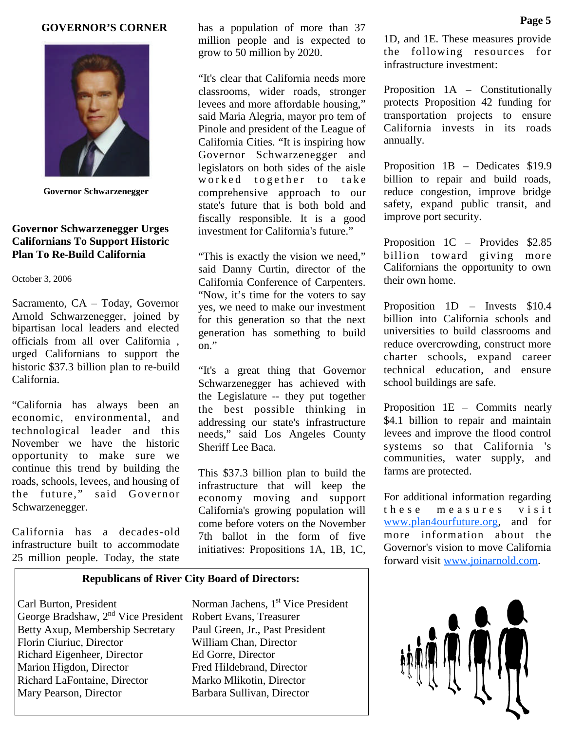## GOVERNOR'S CORNER

Governor Schwarzenegger

### Governor Schwarzenegger Urges Californians To Support Historic Plan To Re-Build California

October 3, 2006

Sacramento, CA – Today, Governor Arnold Schwarzenegger, joined by bipartisan local leaders and elected officials from all over California , urged Californians to support the historic $37.3 billion plan to re-build California.

"California has always been an economic, environmental, and technological leader and this November we have the historic opportunity to make sure we continue this trend by building the roads, schools, levees, and housing of the future," said Governor Schwarzenegger.

California has a decades-old infrastructure built to accommodate 25 million people. Today, the state has a population of more than 37 million people and is expected to grow to 50 million by 2020.

"It's clear that California needs more classrooms, wider roads, stronger levees and more affordable housing," said Maria Alegria, mayor pro tem of Pinole and president of the League of California Cities. "It is inspiring how Governor Schwarzenegger and legislators on both sides of the aisle worked together to take comprehensive approach to our state's future that is both bold and fiscally responsible. It is a good investment for California's future."

"This is exactly the vision we need," said Danny Curtin, director of the California Conference of Carpenters. "Now, it's time for the voters to say yes, we need to make our investment for this generation so that the next generation has something to build on."

"It's a great thing that Governor Schwarzenegger has achieved with the Legislature -- they put together the best possible thinking in addressing our state's infrastructure needs," said Los Angeles County Sheriff Lee Baca.

This $37.3 billion plan to build the infrastructure that will keep the economy moving and support California's growing population will come before voters on the November 7th ballot in the form of five initiatives: Propositions 1A, 1B, 1C, 1D, and 1E. These measures provide the following resources for infrastructure investment:

Proposition 1A – Constitutionally protects Proposition 42 funding for transportation projects to ensure California invests in its roads annually.

Proposition 1B – Dedicates $19.9 billion to repair and build roads, reduce congestion, improve bridge safety, expand public transit, and improve port security.

Proposition 1C – Provides $2.85 billion toward giving more Californians the opportunity to own their own home.

Proposition 1D – Invests $10.4 billion into California schools and universities to build classrooms and reduce overcrowding, construct more charter schools, expand career technical education, and ensure school buildings are safe.

Proposition 1E – Commits nearly $4.1 billion to repair and maintain levees and improve the flood control systems so that California 's communities, water supply, and farms are protected.

For additional information regarding these measures visit www.plan4ourfuture.org, and for more information about the Governor's vision to move California forward visit www.joinarnold.com.

---

**Republicans of River City Board of Directors:**

Carl Burton, President
Norman Jachens, 1st Vice President
George Bradshaw, 2nd Vice President
Robert Evans, Treasurer
Betty Axup, Membership Secretary
Paul Green, Jr., Past President
Florin Ciuriuc, Director
William Chan, Director
Richard Eigenheer, Director
Ed Gorre, Director
Marion Higdon, Director
Fred Hildebrand, Director
Richard LaFontaine, Director
Marko Mlikotin, Director
Mary Pearson, Director
Barbara Sullivan, Director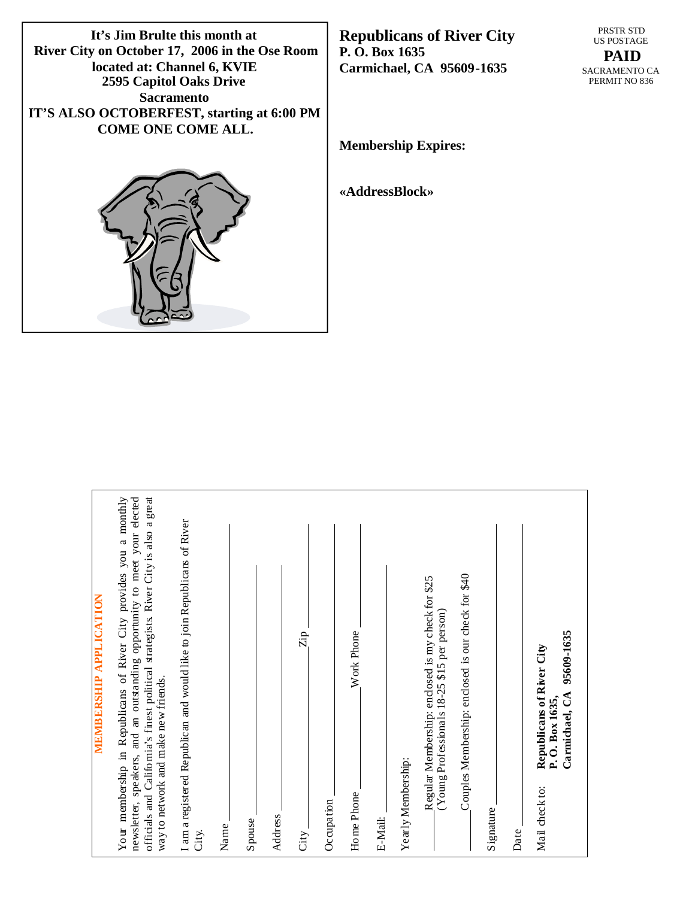**It's Jim Brulte this month at River City on October 17, 2006 in the Ose Room located at: Channel 6, KVIE 2595 Capitol Oaks Drive Sacramento**

**IT'S ALSO OCTOBERFEST, starting at 6:00 PM**

**COME ONE COME ALL.**

**Republicans of River City**
**P. O. Box 1635**
**Carmichael, CA 95609-1635**

PRSTR STD
US POSTAGE
**PAID**
SACRAMENTO CA
PERMIT NO 836

**Membership Expires:**

**«AddressBlock»**

## MEMBERSHIP APPLICATION

Your membership in Republicans of River City provides you a monthly newsletter, speakers, and an outstanding opportunity to meet your elected officials and California's finest political strategists. River City is also a great way to network and make new friends.

I am a registered Republican and would like to join Republicans of River City.

Name ____________________

Spouse ____________________

Address ____________________

City ____________ Zip ____________

Occupation ____________________

Home Phone ____________ Work Phone ____________

E-Mail: ____________________

Yearly Membership:

____ Regular Membership: enclosed is my check for $25 (Young Professionals 18-25 $15 per person)

____ Couples Membership: enclosed is our check for $40

Signature ____________________

Date ____________________

Mail check to: **Republicans of River City**
**P. O. Box 1635,**
**Carmichael, CA 95609-1635**